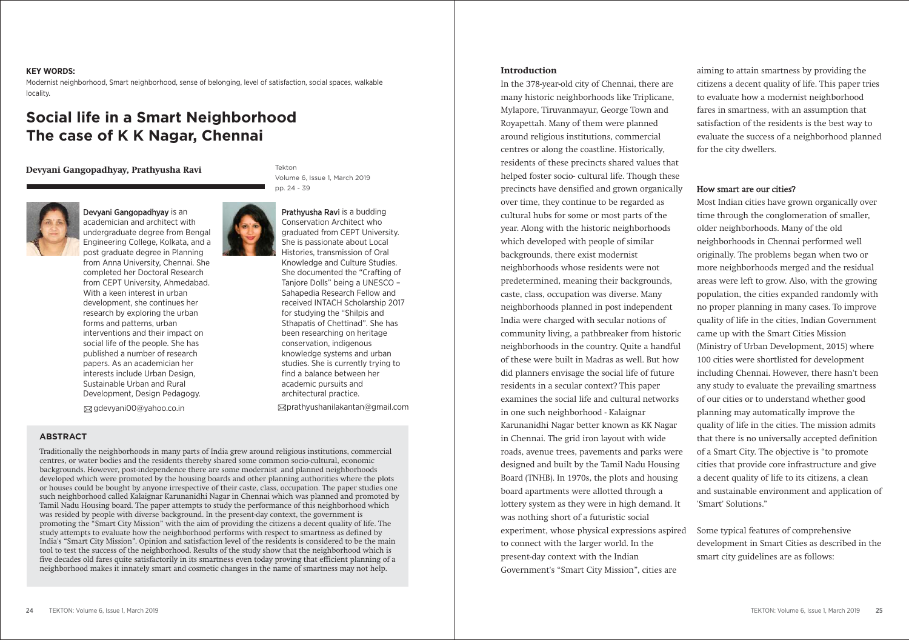**KEY WORDS:**
Modernist neighborhood, Smart neighborhood, sense of belonging, level of satisfaction, social spaces, walkable locality.

# Social life in a Smart Neighborhood The case of K K Nagar, Chennai

**Devyani Gangopadhyay, Prathyusha Ravi**

Tekton
Volume 6, Issue 1, March 2019
pp. 24 - 39

**Devyani Gangopadhyay** is an academician and architect with undergraduate degree from Bengal Engineering College, Kolkata, and a post graduate degree in Planning from Anna University, Chennai. She completed her Doctoral Research from CEPT University, Ahmedabad. With a keen interest in urban development, she continues her research by exploring the urban forms and patterns, urban interventions and their impact on social life of the people. She has published a number of research papers. As an academician her interests include Urban Design, Sustainable Urban and Rural Development, Design Pedagogy.

gdevyani00@yahoo.co.in

**Prathyusha Ravi** is a budding Conservation Architect who graduated from CEPT University. She is passionate about Local Histories, transmission of Oral Knowledge and Culture Studies. She documented the "Crafting of Tanjore Dolls" being a UNESCO – Sahapedia Research Fellow and received INTACH Scholarship 2017 for studying the "Shilpis and Sthapatis of Chettinad". She has been researching on heritage conservation, indigenous knowledge systems and urban studies. She is currently trying to find a balance between her academic pursuits and architectural practice.

prathyushanilakantan@gmail.com

## ABSTRACT

Traditionally the neighborhoods in many parts of India grew around religious institutions, commercial centres, or water bodies and the residents thereby shared some common socio-cultural, economic backgrounds. However, post-independence there are some modernist and planned neighborhoods developed which were promoted by the housing boards and other planning authorities where the plots or houses could be bought by anyone irrespective of their caste, class, occupation. The paper studies one such neighborhood called Kalaignar Karunanidhi Nagar in Chennai which was planned and promoted by Tamil Nadu Housing board. The paper attempts to study the performance of this neighborhood which was resided by people with diverse background. In the present-day context, the government is promoting the "Smart City Mission" with the aim of providing the citizens a decent quality of life. The study attempts to evaluate how the neighborhood performs with respect to smartness as defined by India's "Smart City Mission". Opinion and satisfaction level of the residents is considered to be the main tool to test the success of the neighborhood. Results of the study show that the neighborhood which is five decades old fares quite satisfactorily in its smartness even today proving that efficient planning of a neighborhood makes it innately smart and cosmetic changes in the name of smartness may not help.

## Introduction

In the 378-year-old city of Chennai, there are many historic neighborhoods like Triplicane, Mylapore, Tiruvanmayur, George Town and Royapettah. Many of them were planned around religious institutions, commercial centres or along the coastline. Historically, residents of these precincts shared values that helped foster socio- cultural life. Though these precincts have densified and grown organically over time, they continue to be regarded as cultural hubs for some or most parts of the year. Along with the historic neighborhoods which developed with people of similar backgrounds, there exist modernist neighborhoods whose residents were not predetermined, meaning their backgrounds, caste, class, occupation was diverse. Many neighborhoods planned in post independent India were charged with secular notions of community living, a pathbreaker from historic neighborhoods in the country. Quite a handful of these were built in Madras as well. But how did planners envisage the social life of future residents in a secular context? This paper examines the social life and cultural networks in one such neighborhood - Kalaignar Karunanidhi Nagar better known as KK Nagar in Chennai. The grid iron layout with wide roads, avenue trees, pavements and parks were designed and built by the Tamil Nadu Housing Board (TNHB). In 1970s, the plots and housing board apartments were allotted through a lottery system as they were in high demand. It was nothing short of a futuristic social experiment, whose physical expressions aspired to connect with the larger world. In the present-day context with the Indian Government's "Smart City Mission", cities are aiming to attain smartness by providing the citizens a decent quality of life. This paper tries to evaluate how a modernist neighborhood fares in smartness, with an assumption that satisfaction of the residents is the best way to evaluate the success of a neighborhood planned for the city dwellers.

## How smart are our cities?

Most Indian cities have grown organically over time through the conglomeration of smaller, older neighborhoods. Many of the old neighborhoods in Chennai performed well originally. The problems began when two or more neighborhoods merged and the residual areas were left to grow. Also, with the growing population, the cities expanded randomly with no proper planning in many cases. To improve quality of life in the cities, Indian Government came up with the Smart Cities Mission (Ministry of Urban Development, 2015) where 100 cities were shortlisted for development including Chennai. However, there hasn't been any study to evaluate the prevailing smartness of our cities or to understand whether good planning may automatically improve the quality of life in the cities. The mission admits that there is no universally accepted definition of a Smart City. The objective is "to promote cities that provide core infrastructure and give a decent quality of life to its citizens, a clean and sustainable environment and application of 'Smart' Solutions."

Some typical features of comprehensive development in Smart Cities as described in the smart city guidelines are as follows: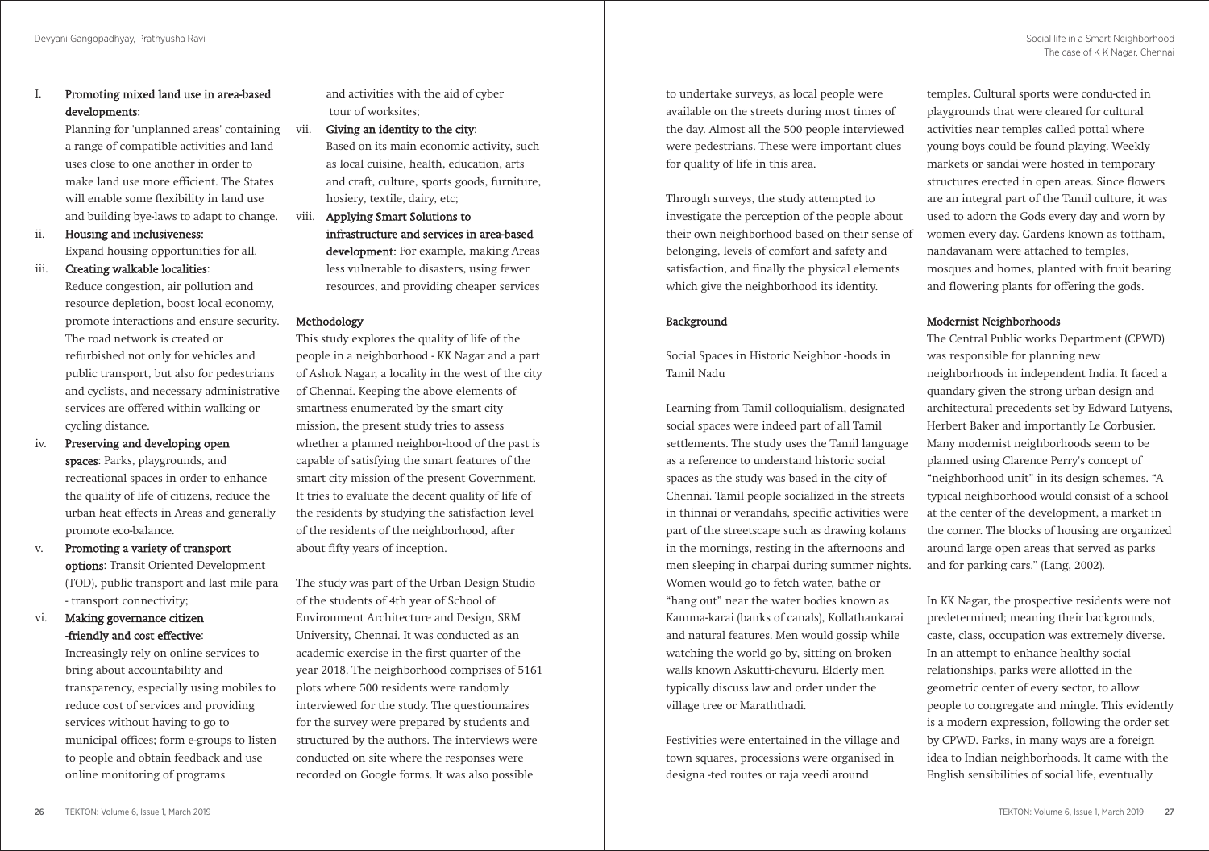I. **Promoting mixed land use in area-based developments:**
Planning for 'unplanned areas' containing a range of compatible activities and land uses close to one another in order to make land use more efficient. The States will enable some flexibility in land use and building bye-laws to adapt to change.

ii. **Housing and inclusiveness:**
Expand housing opportunities for all.

iii. **Creating walkable localities**:
Reduce congestion, air pollution and resource depletion, boost local economy, promote interactions and ensure security. The road network is created or refurbished not only for vehicles and public transport, but also for pedestrians and cyclists, and necessary administrative services are offered within walking or cycling distance.

iv. **Preserving and developing open spaces**: Parks, playgrounds, and recreational spaces in order to enhance the quality of life of citizens, reduce the urban heat effects in Areas and generally promote eco-balance.

v. **Promoting a variety of transport options**: Transit Oriented Development (TOD), public transport and last mile para - transport connectivity;

vi. **Making governance citizen -friendly and cost effective**:
Increasingly rely on online services to bring about accountability and transparency, especially using mobiles to reduce cost of services and providing services without having to go to municipal offices; form e-groups to listen to people and obtain feedback and use online monitoring of programs and activities with the aid of cyber tour of worksites;

vii. **Giving an identity to the city**:
Based on its main economic activity, such as local cuisine, health, education, arts and craft, culture, sports goods, furniture, hosiery, textile, dairy, etc;

viii. **Applying Smart Solutions to infrastructure and services in area-based development:** For example, making Areas less vulnerable to disasters, using fewer resources, and providing cheaper services

## Methodology

This study explores the quality of life of the people in a neighborhood - KK Nagar and a part of Ashok Nagar, a locality in the west of the city of Chennai. Keeping the above elements of smartness enumerated by the smart city mission, the present study tries to assess whether a planned neighbor-hood of the past is capable of satisfying the smart features of the smart city mission of the present Government. It tries to evaluate the decent quality of life of the residents by studying the satisfaction level of the residents of the neighborhood, after about fifty years of inception.

The study was part of the Urban Design Studio of the students of 4th year of School of Environment Architecture and Design, SRM University, Chennai. It was conducted as an academic exercise in the first quarter of the year 2018. The neighborhood comprises of 5161 plots where 500 residents were randomly interviewed for the study. The questionnaires for the survey were prepared by students and structured by the authors. The interviews were conducted on site where the responses were recorded on Google forms. It was also possible to undertake surveys, as local people were available on the streets during most times of the day. Almost all the 500 people interviewed were pedestrians. These were important clues for quality of life in this area.

Through surveys, the study attempted to investigate the perception of the people about their own neighborhood based on their sense of belonging, levels of comfort and safety and satisfaction, and finally the physical elements which give the neighborhood its identity.

## Background

### Social Spaces in Historic Neighbor -hoods in Tamil Nadu

Learning from Tamil colloquialism, designated social spaces were indeed part of all Tamil settlements. The study uses the Tamil language as a reference to understand historic social spaces as the study was based in the city of Chennai. Tamil people socialized in the streets in thinnai or verandahs, specific activities were part of the streetscape such as drawing kolams in the mornings, resting in the afternoons and men sleeping in charpai during summer nights. Women would go to fetch water, bathe or "hang out" near the water bodies known as Kamma-karai (banks of canals), Kollathankarai and natural features. Men would gossip while watching the world go by, sitting on broken walls known Askutti-chevuru. Elderly men typically discuss law and order under the village tree or Maraththadi.

Festivities were entertained in the village and town squares, processions were organised in designa -ted routes or raja veedi around temples. Cultural sports were condu-cted in playgrounds that were cleared for cultural activities near temples called pottal where young boys could be found playing. Weekly markets or sandai were hosted in temporary structures erected in open areas. Since flowers are an integral part of the Tamil culture, it was used to adorn the Gods every day and worn by women every day. Gardens known as tottham, nandavanam were attached to temples, mosques and homes, planted with fruit bearing and flowering plants for offering the gods.

### Modernist Neighborhoods

The Central Public works Department (CPWD) was responsible for planning new neighborhoods in independent India. It faced a quandary given the strong urban design and architectural precedents set by Edward Lutyens, Herbert Baker and importantly Le Corbusier. Many modernist neighborhoods seem to be planned using Clarence Perry's concept of "neighborhood unit" in its design schemes. "A typical neighborhood would consist of a school at the center of the development, a market in the corner. The blocks of housing are organized around large open areas that served as parks and for parking cars." (Lang, 2002).

In KK Nagar, the prospective residents were not predetermined; meaning their backgrounds, caste, class, occupation was extremely diverse. In an attempt to enhance healthy social relationships, parks were allotted in the geometric center of every sector, to allow people to congregate and mingle. This evidently is a modern expression, following the order set by CPWD. Parks, in many ways are a foreign idea to Indian neighborhoods. It came with the English sensibilities of social life, eventually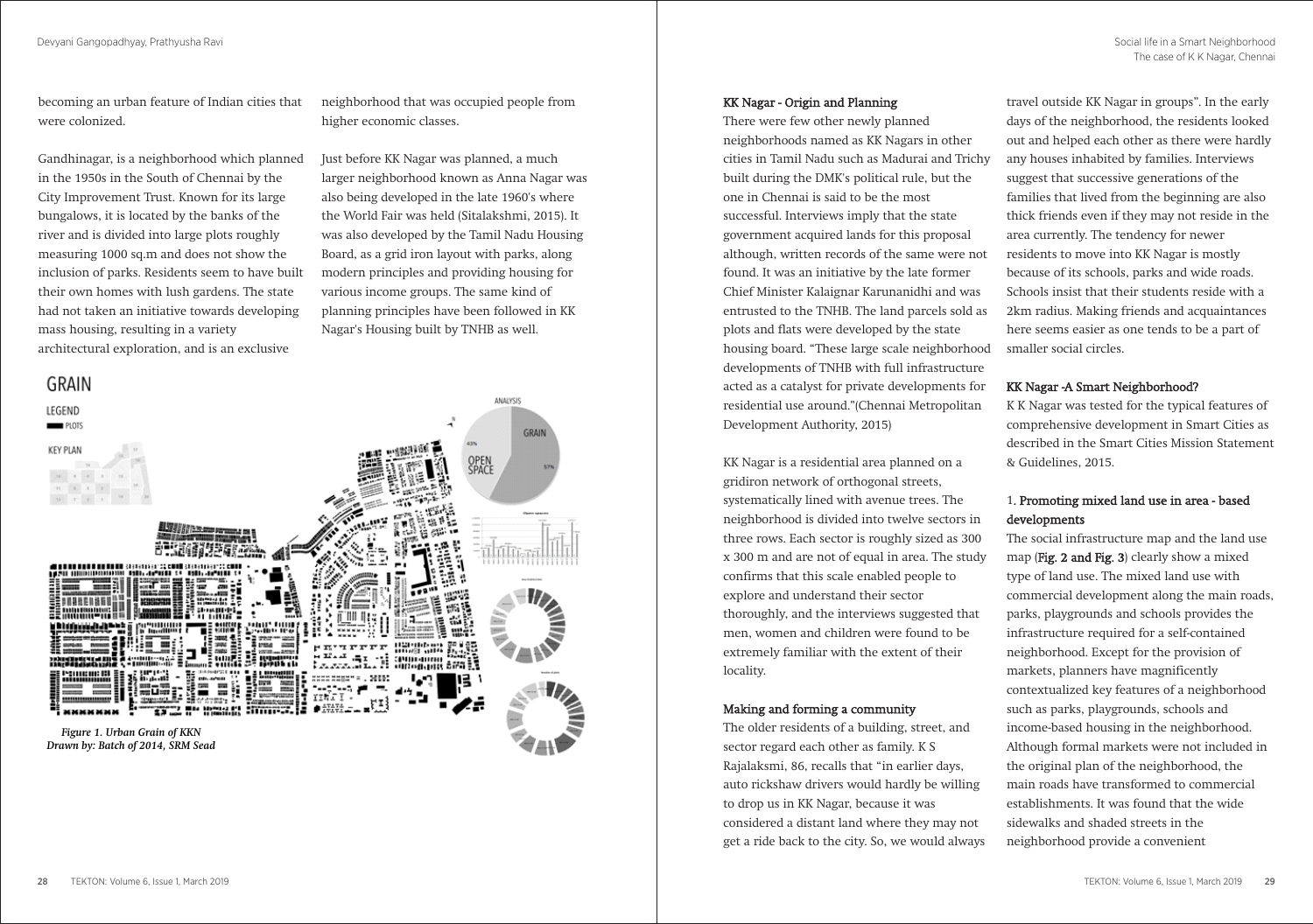becoming an urban feature of Indian cities that were colonized.

Gandhinagar, is a neighborhood which planned in the 1950s in the South of Chennai by the City Improvement Trust. Known for its large bungalows, it is located by the banks of the river and is divided into large plots roughly measuring 1000 sq.m and does not show the inclusion of parks. Residents seem to have built their own homes with lush gardens. The state had not taken an initiative towards developing mass housing, resulting in a variety architectural exploration, and is an exclusive neighborhood that was occupied people from higher economic classes.

Just before KK Nagar was planned, a much larger neighborhood known as Anna Nagar was also being developed in the late 1960's where the World Fair was held (Sitalakshmi, 2015). It was also developed by the Tamil Nadu Housing Board, as a grid iron layout with parks, along modern principles and providing housing for various income groups. The same kind of planning principles have been followed in KK Nagar's Housing built by TNHB as well.

*Figure 1. Urban Grain of KKN Drawn by: Batch of 2014, SRM Sead*

### KK Nagar - Origin and Planning

There were few other newly planned neighborhoods named as KK Nagars in other cities in Tamil Nadu such as Madurai and Trichy built during the DMK's political rule, but the one in Chennai is said to be the most successful. Interviews imply that the state government acquired lands for this proposal although, written records of the same were not found. It was an initiative by the late former Chief Minister Kalaignar Karunanidhi and was entrusted to the TNHB. The land parcels sold as plots and flats were developed by the state housing board. "These large scale neighborhood developments of TNHB with full infrastructure acted as a catalyst for private developments for residential use around."(Chennai Metropolitan Development Authority, 2015)

KK Nagar is a residential area planned on a gridiron network of orthogonal streets, systematically lined with avenue trees. The neighborhood is divided into twelve sectors in three rows. Each sector is roughly sized as 300 x 300 m and are not of equal in area. The study confirms that this scale enabled people to explore and understand their sector thoroughly, and the interviews suggested that men, women and children were found to be extremely familiar with the extent of their locality.

### Making and forming a community

The older residents of a building, street, and sector regard each other as family. K S Rajalaksmi, 86, recalls that "in earlier days, auto rickshaw drivers would hardly be willing to drop us in KK Nagar, because it was considered a distant land where they may not get a ride back to the city. So, we would always travel outside KK Nagar in groups". In the early days of the neighborhood, the residents looked out and helped each other as there were hardly any houses inhabited by families. Interviews suggest that successive generations of the families that lived from the beginning are also thick friends even if they may not reside in the area currently. The tendency for newer residents to move into KK Nagar is mostly because of its schools, parks and wide roads. Schools insist that their students reside with a 2km radius. Making friends and acquaintances here seems easier as one tends to be a part of smaller social circles.

### KK Nagar -A Smart Neighborhood?

K K Nagar was tested for the typical features of comprehensive development in Smart Cities as described in the Smart Cities Mission Statement & Guidelines, 2015.

#### 1. Promoting mixed land use in area - based developments

The social infrastructure map and the land use map (**Fig. 2 and Fig. 3**) clearly show a mixed type of land use. The mixed land use with commercial development along the main roads, parks, playgrounds and schools provides the infrastructure required for a self-contained neighborhood. Except for the provision of markets, planners have magnificently contextualized key features of a neighborhood such as parks, playgrounds, schools and income-based housing in the neighborhood. Although formal markets were not included in the original plan of the neighborhood, the main roads have transformed to commercial establishments. It was found that the wide sidewalks and shaded streets in the neighborhood provide a convenient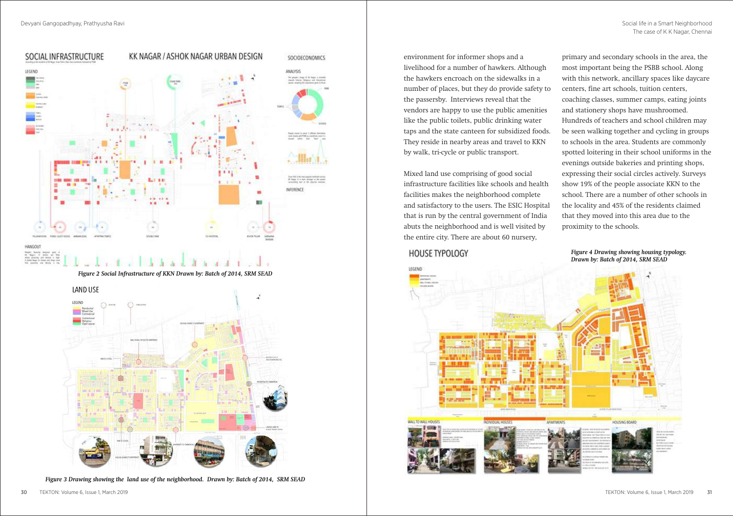*Figure 2 Social Infrastructure of KKN Drawn by: Batch of 2014, SRM SEAD*

*Figure 3 Drawing showing the land use of the neighborhood. Drawn by: Batch of 2014, SRM SEAD*

environment for informer shops and a livelihood for a number of hawkers. Although the hawkers encroach on the sidewalks in a number of places, but they do provide safety to the passersby. Interviews reveal that the vendors are happy to use the public amenities like the public toilets, public drinking water taps and the state canteen for subsidized foods. They reside in nearby areas and travel to KKN by walk, tri-cycle or public transport.

Mixed land use comprising of good social infrastructure facilities like schools and health facilities makes the neighborhood complete and satisfactory to the users. The ESIC Hospital that is run by the central government of India abuts the neighborhood and is well visited by the entire city. There are about 60 nursery, primary and secondary schools in the area, the most important being the PSBB school. Along with this network, ancillary spaces like daycare centers, fine art schools, tuition centers, coaching classes, summer camps, eating joints and stationery shops have mushroomed. Hundreds of teachers and school children may be seen walking together and cycling in groups to schools in the area. Students are commonly spotted loitering in their school uniforms in the evenings outside bakeries and printing shops, expressing their social circles actively. Surveys show 19% of the people associate KKN to the school. There are a number of other schools in the locality and 45% of the residents claimed that they moved into this area due to the proximity to the schools.

*Figure 4 Drawing showing housing typology. Drawn by: Batch of 2014, SRM SEAD*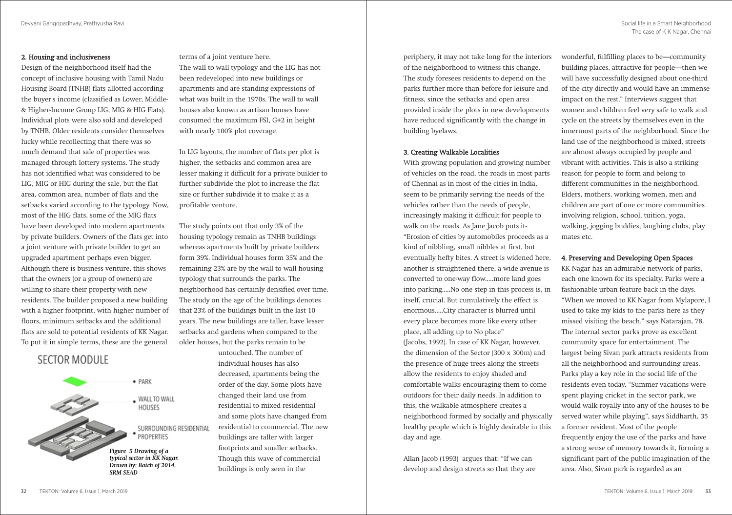## 2. Housing and inclusiveness

Design of the neighborhood itself had the concept of inclusive housing with Tamil Nadu Housing Board (TNHB) flats allotted according the buyer's income (classified as Lower, Middle- & Higher-Income Group LIG, MIG & HIG Flats). Individual plots were also sold and developed by TNHB. Older residents consider themselves lucky while recollecting that there was so much demand that sale of properties was managed through lottery systems. The study has not identified what was considered to be LIG, MIG or HIG during the sale, but the flat area, common area, number of flats and the setbacks varied according to the typology. Now, most of the HIG flats, some of the MIG flats have been developed into modern apartments by private builders. Owners of the flats get into a joint venture with private builder to get an upgraded apartment perhaps even bigger. Although there is business venture, this shows that the owners (or a group of owners) are willing to share their property with new residents. The builder proposed a new building with a higher footprint, with higher number of floors, minimum setbacks and the additional flats are sold to potential residents of KK Nagar. To put it in simple terms, these are the general terms of a joint venture here.

The wall to wall typology and the LIG has not been redeveloped into new buildings or apartments and are standing expressions of what was built in the 1970s. The wall to wall houses also known as artisan houses have consumed the maximum FSI, G+2 in height with nearly 100% plot coverage.

In LIG layouts, the number of flats per plot is higher, the setbacks and common area are lesser making it difficult for a private builder to further subdivide the plot to increase the flat size or further subdivide it to make it as a profitable venture.

The study points out that only 3% of the housing typology remain as TNHB buildings whereas apartments built by private builders form 39%. Individual houses form 35% and the remaining 23% are by the wall to wall housing typology that surrounds the parks. The neighborhood has certainly densified over time. The study on the age of the buildings denotes that 23% of the buildings built in the last 10 years. The new buildings are taller, have lesser setbacks and gardens when compared to the older houses, but the parks remain to be untouched. The number of individual houses has also decreased, apartments being the order of the day. Some plots have changed their land use from residential to mixed residential and some plots have changed from residential to commercial. The new buildings are taller with larger footprints and smaller setbacks. Though this wave of commercial buildings is only seen in the periphery, it may not take long for the interiors of the neighborhood to witness this change. The study foresees residents to depend on the parks further more than before for leisure and fitness, since the setbacks and open area provided inside the plots in new developments have reduced significantly with the change in building byelaws.

SECTOR MODULE

- PARK
- WALL TO WALL HOUSES
- SURROUNDING RESIDENTIAL PROPERTIES

*Figure 5 Drawing of a typical sector in KK Nagar. Drawn by: Batch of 2014, SRM SEAD*

## 3. Creating Walkable Localities

With growing population and growing number of vehicles on the road, the roads in most parts of Chennai as in most of the cities in India, seem to be primarily serving the needs of the vehicles rather than the needs of people, increasingly making it difficult for people to walk on the roads. As Jane Jacob puts it- "Erosion of cities by automobiles proceeds as a kind of nibbling, small nibbles at first, but eventually hefty bites. A street is widened here, another is straightened there, a wide avenue is converted to one-way flow.....more land goes into parking.....No one step in this process is, in itself, crucial. But cumulatively the effect is enormous.....City character is blurred until every place becomes more like every other place, all adding up to No place" (Jacobs, 1992). In case of KK Nagar, however, the dimension of the Sector (300 x 300m) and the presence of huge trees along the streets allow the residents to enjoy shaded and comfortable walks encouraging them to come outdoors for their daily needs. In addition to this, the walkable atmosphere creates a neighborhood formed by socially and physically healthy people which is highly desirable in this day and age.

Allan Jacob (1993) argues that: "If we can develop and design streets so that they are wonderful, fulfilling places to be—community building places, attractive for people—then we will have successfully designed about one-third of the city directly and would have an immense impact on the rest." Interviews suggest that women and children feel very safe to walk and cycle on the streets by themselves even in the innermost parts of the neighborhood. Since the land use of the neighborhood is mixed, streets are almost always occupied by people and vibrant with activities. This is also a striking reason for people to form and belong to different communities in the neighborhood. Elders, mothers, working women, men and children are part of one or more communities involving religion, school, tuition, yoga, walking, jogging buddies, laughing clubs, play mates etc.

## 4. Preserving and Developing Open Spaces

KK Nagar has an admirable network of parks, each one known for its specialty. Parks were a fashionable urban feature back in the days. "When we moved to KK Nagar from Mylapore, I used to take my kids to the parks here as they missed visiting the beach." says Natarajan, 78. The internal sector parks prove as excellent community space for entertainment. The largest being Sivan park attracts residents from all the neighborhood and surrounding areas. Parks play a key role in the social life of the residents even today. "Summer vacations were spent playing cricket in the sector park, we would walk royally into any of the houses to be served water while playing", says Siddharth, 35 a former resident. Most of the people frequently enjoy the use of the parks and have a strong sense of memory towards it, forming a significant part of the public imagination of the area. Also, Sivan park is regarded as an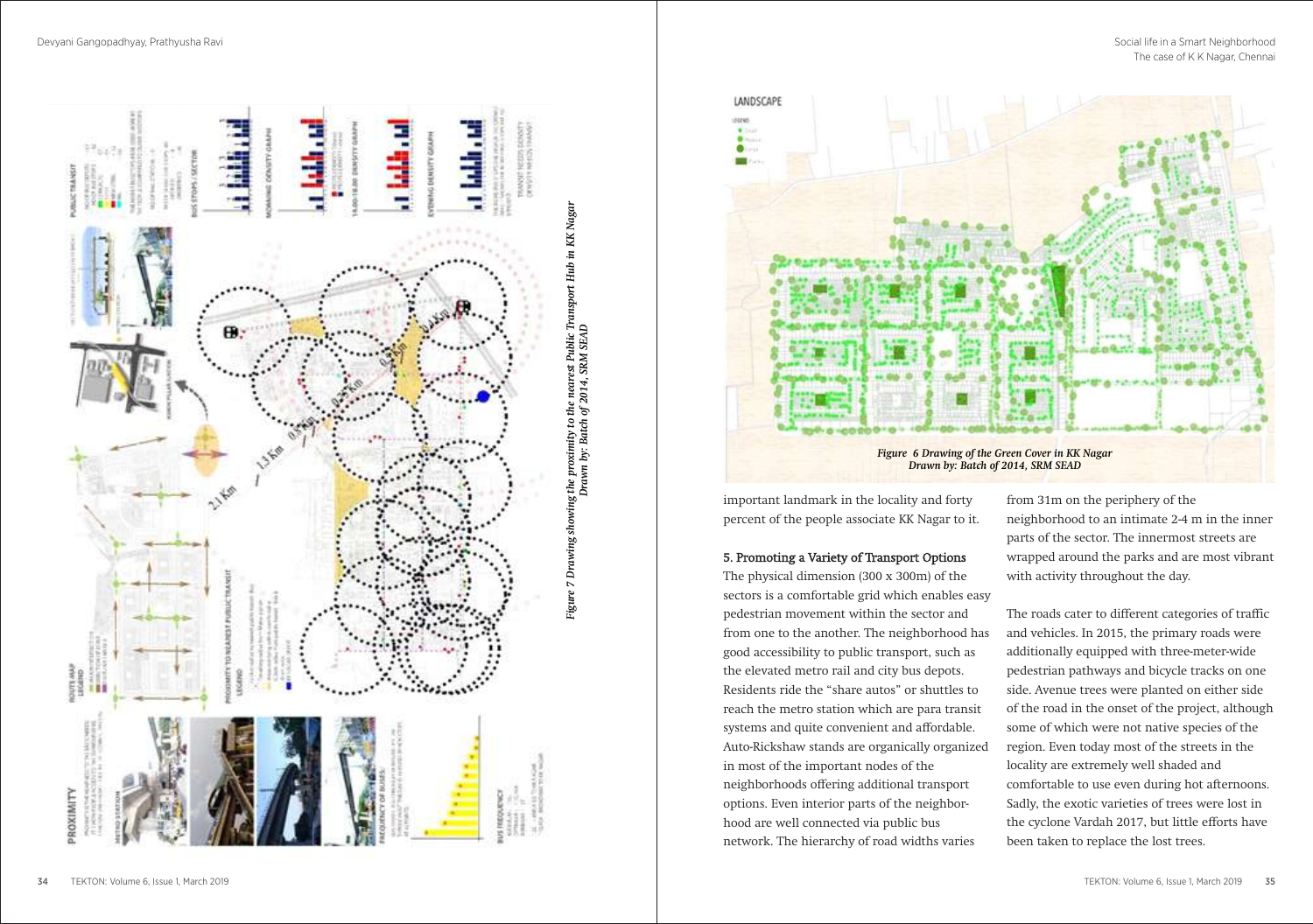*Figure 7 Drawing showing the proximity to the nearest Public Transport Hub in KK Nagar*
*Drawn by: Batch of 2014, SRM SEAD*

*Figure 6 Drawing of the Green Cover in KK Nagar*
*Drawn by: Batch of 2014, SRM SEAD*

important landmark in the locality and forty percent of the people associate KK Nagar to it.

### 5. Promoting a Variety of Transport Options

The physical dimension (300 x 300m) of the sectors is a comfortable grid which enables easy pedestrian movement within the sector and from one to the another. The neighborhood has good accessibility to public transport, such as the elevated metro rail and city bus depots. Residents ride the "share autos" or shuttles to reach the metro station which are para transit systems and quite convenient and affordable. Auto-Rickshaw stands are organically organized in most of the important nodes of the neighborhoods offering additional transport options. Even interior parts of the neighborhood are well connected via public bus network. The hierarchy of road widths varies from 31m on the periphery of the neighborhood to an intimate 2-4 m in the inner parts of the sector. The innermost streets are wrapped around the parks and are most vibrant with activity throughout the day.

The roads cater to different categories of traffic and vehicles. In 2015, the primary roads were additionally equipped with three-meter-wide pedestrian pathways and bicycle tracks on one side. Avenue trees were planted on either side of the road in the onset of the project, although some of which were not native species of the region. Even today most of the streets in the locality are extremely well shaded and comfortable to use even during hot afternoons. Sadly, the exotic varieties of trees were lost in the cyclone Vardah 2017, but little efforts have been taken to replace the lost trees.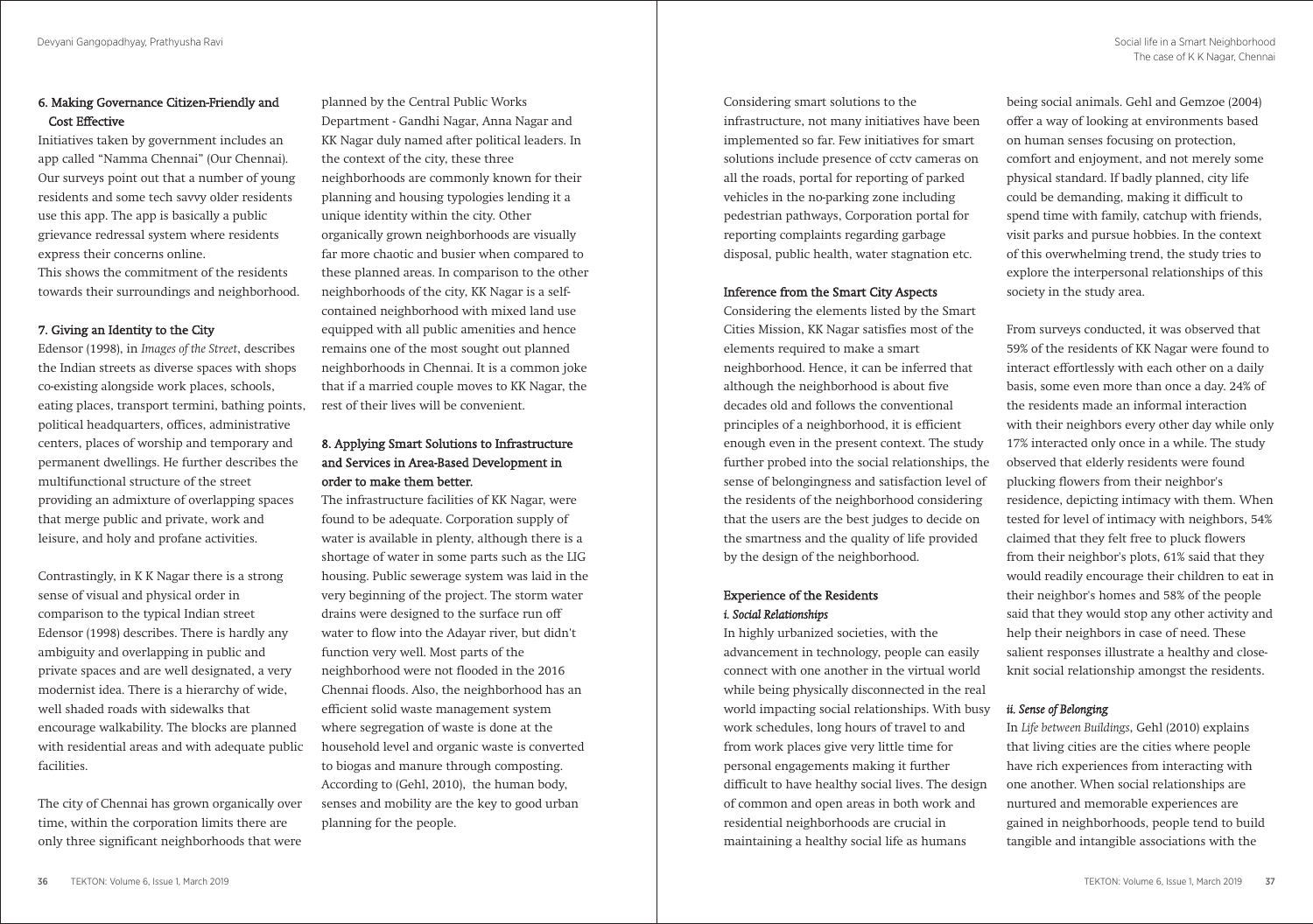### 6. Making Governance Citizen-Friendly and Cost Effective

Initiatives taken by government includes an app called "Namma Chennai" (Our Chennai). Our surveys point out that a number of young residents and some tech savvy older residents use this app. The app is basically a public grievance redressal system where residents express their concerns online.
This shows the commitment of the residents towards their surroundings and neighborhood.

### 7. Giving an Identity to the City

Edensor (1998), in *Images of the Street*, describes the Indian streets as diverse spaces with shops co-existing alongside work places, schools, eating places, transport termini, bathing points, political headquarters, offices, administrative centers, places of worship and temporary and permanent dwellings. He further describes the multifunctional structure of the street providing an admixture of overlapping spaces that merge public and private, work and leisure, and holy and profane activities.

Contrastingly, in K K Nagar there is a strong sense of visual and physical order in comparison to the typical Indian street Edensor (1998) describes. There is hardly any ambiguity and overlapping in public and private spaces and are well designated, a very modernist idea. There is a hierarchy of wide, well shaded roads with sidewalks that encourage walkability. The blocks are planned with residential areas and with adequate public facilities.

The city of Chennai has grown organically over time, within the corporation limits there are only three significant neighborhoods that were planned by the Central Public Works Department - Gandhi Nagar, Anna Nagar and KK Nagar duly named after political leaders. In the context of the city, these three neighborhoods are commonly known for their planning and housing typologies lending it a unique identity within the city. Other organically grown neighborhoods are visually far more chaotic and busier when compared to these planned areas. In comparison to the other neighborhoods of the city, KK Nagar is a self-contained neighborhood with mixed land use equipped with all public amenities and hence remains one of the most sought out planned neighborhoods in Chennai. It is a common joke that if a married couple moves to KK Nagar, the rest of their lives will be convenient.

### 8. Applying Smart Solutions to Infrastructure and Services in Area-Based Development in order to make them better.

The infrastructure facilities of KK Nagar, were found to be adequate. Corporation supply of water is available in plenty, although there is a shortage of water in some parts such as the LIG housing. Public sewerage system was laid in the very beginning of the project. The storm water drains were designed to the surface run off water to flow into the Adayar river, but didn't function very well. Most parts of the neighborhood were not flooded in the 2016 Chennai floods. Also, the neighborhood has an efficient solid waste management system where segregation of waste is done at the household level and organic waste is converted to biogas and manure through composting. According to (Gehl, 2010), the human body, senses and mobility are the key to good urban planning for the people.

Considering smart solutions to the infrastructure, not many initiatives have been implemented so far. Few initiatives for smart solutions include presence of cctv cameras on all the roads, portal for reporting of parked vehicles in the no-parking zone including pedestrian pathways, Corporation portal for reporting complaints regarding garbage disposal, public health, water stagnation etc.

### Inference from the Smart City Aspects

Considering the elements listed by the Smart Cities Mission, KK Nagar satisfies most of the elements required to make a smart neighborhood. Hence, it can be inferred that although the neighborhood is about five decades old and follows the conventional principles of a neighborhood, it is efficient enough even in the present context. The study further probed into the social relationships, the sense of belongingness and satisfaction level of the residents of the neighborhood considering that the users are the best judges to decide on the smartness and the quality of life provided by the design of the neighborhood.

### Experience of the Residents

#### *i. Social Relationships*

In highly urbanized societies, with the advancement in technology, people can easily connect with one another in the virtual world while being physically disconnected in the real world impacting social relationships. With busy work schedules, long hours of travel to and from work places give very little time for personal engagements making it further difficult to have healthy social lives. The design of common and open areas in both work and residential neighborhoods are crucial in maintaining a healthy social life as humans being social animals. Gehl and Gemzoe (2004) offer a way of looking at environments based on human senses focusing on protection, comfort and enjoyment, and not merely some physical standard. If badly planned, city life could be demanding, making it difficult to spend time with family, catchup with friends, visit parks and pursue hobbies. In the context of this overwhelming trend, the study tries to explore the interpersonal relationships of this society in the study area.

From surveys conducted, it was observed that 59% of the residents of KK Nagar were found to interact effortlessly with each other on a daily basis, some even more than once a day. 24% of the residents made an informal interaction with their neighbors every other day while only 17% interacted only once in a while. The study observed that elderly residents were found plucking flowers from their neighbor's residence, depicting intimacy with them. When tested for level of intimacy with neighbors, 54% claimed that they felt free to pluck flowers from their neighbor's plots, 61% said that they would readily encourage their children to eat in their neighbor's homes and 58% of the people said that they would stop any other activity and help their neighbors in case of need. These salient responses illustrate a healthy and close-knit social relationship amongst the residents.

#### *ii. Sense of Belonging*

In *Life between Buildings*, Gehl (2010) explains that living cities are the cities where people have rich experiences from interacting with one another. When social relationships are nurtured and memorable experiences are gained in neighborhoods, people tend to build tangible and intangible associations with the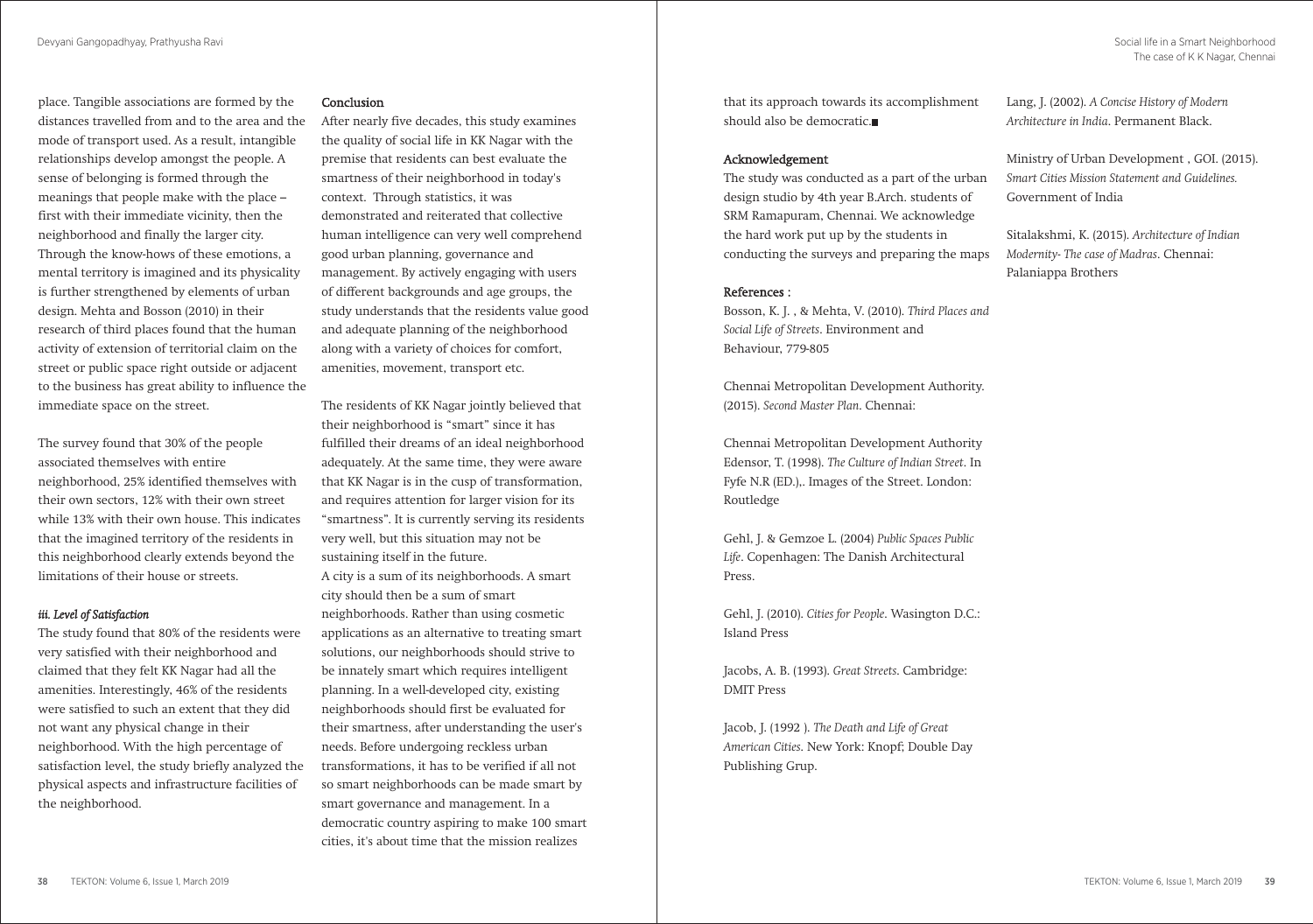place. Tangible associations are formed by the distances travelled from and to the area and the mode of transport used. As a result, intangible relationships develop amongst the people. A sense of belonging is formed through the meanings that people make with the place – first with their immediate vicinity, then the neighborhood and finally the larger city. Through the know-hows of these emotions, a mental territory is imagined and its physicality is further strengthened by elements of urban design. Mehta and Bosson (2010) in their research of third places found that the human activity of extension of territorial claim on the street or public space right outside or adjacent to the business has great ability to influence the immediate space on the street.

The survey found that 30% of the people associated themselves with entire neighborhood, 25% identified themselves with their own sectors, 12% with their own street while 13% with their own house. This indicates that the imagined territory of the residents in this neighborhood clearly extends beyond the limitations of their house or streets.

#### *iii. Level of Satisfaction*

The study found that 80% of the residents were very satisfied with their neighborhood and claimed that they felt KK Nagar had all the amenities. Interestingly, 46% of the residents were satisfied to such an extent that they did not want any physical change in their neighborhood. With the high percentage of satisfaction level, the study briefly analyzed the physical aspects and infrastructure facilities of the neighborhood.

## Conclusion

After nearly five decades, this study examines the quality of social life in KK Nagar with the premise that residents can best evaluate the smartness of their neighborhood in today's context. Through statistics, it was demonstrated and reiterated that collective human intelligence can very well comprehend good urban planning, governance and management. By actively engaging with users of different backgrounds and age groups, the study understands that the residents value good and adequate planning of the neighborhood along with a variety of choices for comfort, amenities, movement, transport etc.

The residents of KK Nagar jointly believed that their neighborhood is "smart" since it has fulfilled their dreams of an ideal neighborhood adequately. At the same time, they were aware that KK Nagar is in the cusp of transformation, and requires attention for larger vision for its "smartness". It is currently serving its residents very well, but this situation may not be sustaining itself in the future.

A city is a sum of its neighborhoods. A smart city should then be a sum of smart neighborhoods. Rather than using cosmetic applications as an alternative to treating smart solutions, our neighborhoods should strive to be innately smart which requires intelligent planning. In a well-developed city, existing neighborhoods should first be evaluated for their smartness, after understanding the user's needs. Before undergoing reckless urban transformations, it has to be verified if all not so smart neighborhoods can be made smart by smart governance and management. In a democratic country aspiring to make 100 smart cities, it's about time that the mission realizes that its approach towards its accomplishment should also be democratic.■

## Acknowledgement

The study was conducted as a part of the urban design studio by 4th year B.Arch. students of SRM Ramapuram, Chennai. We acknowledge the hard work put up by the students in conducting the surveys and preparing the maps

## References :

Bosson, K. J. , & Mehta, V. (2010). *Third Places and Social Life of Streets*. Environment and Behaviour, 779-805

Chennai Metropolitan Development Authority. (2015). *Second Master Plan*. Chennai:

Chennai Metropolitan Development Authority Edensor, T. (1998). *The Culture of Indian Street*. In Fyfe N.R (ED.),. Images of the Street. London: Routledge

Gehl, J. & Gemzoe L. (2004) *Public Spaces Public Life*. Copenhagen: The Danish Architectural Press.

Gehl, J. (2010). *Cities for People*. Wasington D.C.: Island Press

Jacobs, A. B. (1993). *Great Streets*. Cambridge: DMIT Press

Jacob, J. (1992 ). *The Death and Life of Great American Cities*. New York: Knopf; Double Day Publishing Grup.

Lang, J. (2002). *A Concise History of Modern Architecture in India*. Permanent Black.

Ministry of Urban Development , GOI. (2015). *Smart Cities Mission Statement and Guidelines.* Government of India

Sitalakshmi, K. (2015). *Architecture of Indian Modernity- The case of Madras*. Chennai: Palaniappa Brothers